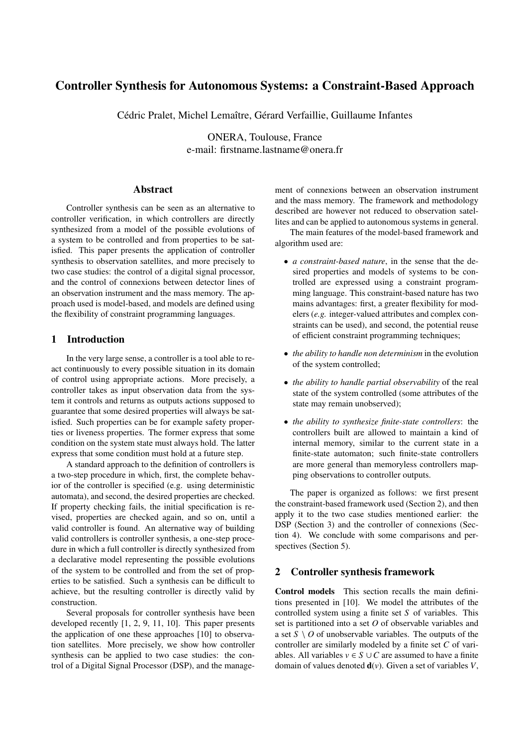# Controller Synthesis for Autonomous Systems: a Constraint-Based Approach

Cédric Pralet, Michel Lemaître, Gérard Verfaillie, Guillaume Infantes

ONERA, Toulouse, France
e-mail: firstname.lastname@onera.fr

## Abstract

Controller synthesis can be seen as an alternative to controller verification, in which controllers are directly synthesized from a model of the possible evolutions of a system to be controlled and from properties to be satisfied. This paper presents the application of controller synthesis to observation satellites, and more precisely to two case studies: the control of a digital signal processor, and the control of connexions between detector lines of an observation instrument and the mass memory. The approach used is model-based, and models are defined using the flexibility of constraint programming languages.

## 1 Introduction

In the very large sense, a controller is a tool able to react continuously to every possible situation in its domain of control using appropriate actions. More precisely, a controller takes as input observation data from the system it controls and returns as outputs actions supposed to guarantee that some desired properties will always be satisfied. Such properties can be for example safety properties or liveness properties. The former express that some condition on the system state must always hold. The latter express that some condition must hold at a future step.

A standard approach to the definition of controllers is a two-step procedure in which, first, the complete behavior of the controller is specified (e.g. using deterministic automata), and second, the desired properties are checked. If property checking fails, the initial specification is revised, properties are checked again, and so on, until a valid controller is found. An alternative way of building valid controllers is controller synthesis, a one-step procedure in which a full controller is directly synthesized from a declarative model representing the possible evolutions of the system to be controlled and from the set of properties to be satisfied. Such a synthesis can be difficult to achieve, but the resulting controller is directly valid by construction.

Several proposals for controller synthesis have been developed recently [1, 2, 9, 11, 10]. This paper presents the application of one these approaches [10] to observation satellites. More precisely, we show how controller synthesis can be applied to two case studies: the control of a Digital Signal Processor (DSP), and the management of connexions between an observation instrument and the mass memory. The framework and methodology described are however not reduced to observation satellites and can be applied to autonomous systems in general.

The main features of the model-based framework and algorithm used are:

- *a constraint-based nature*, in the sense that the desired properties and models of systems to be controlled are expressed using a constraint programming language. This constraint-based nature has two mains advantages: first, a greater flexibility for modelers (*e.g.* integer-valued attributes and complex constraints can be used), and second, the potential reuse of efficient constraint programming techniques;
- *the ability to handle non determinism* in the evolution of the system controlled;
- *the ability to handle partial observability* of the real state of the system controlled (some attributes of the state may remain unobserved);
- *the ability to synthesize finite-state controllers*: the controllers built are allowed to maintain a kind of internal memory, similar to the current state in a finite-state automaton; such finite-state controllers are more general than memoryless controllers mapping observations to controller outputs.

The paper is organized as follows: we first present the constraint-based framework used (Section 2), and then apply it to the two case studies mentioned earlier: the DSP (Section 3) and the controller of connexions (Section 4). We conclude with some comparisons and perspectives (Section 5).

## 2 Controller synthesis framework

**Control models** This section recalls the main definitions presented in [10]. We model the attributes of the controlled system using a finite set $S$ of variables. This set is partitioned into a set $O$ of observable variables and a set $S \setminus O$ of unobservable variables. The outputs of the controller are similarly modeled by a finite set $C$ of variables. All variables $v \in S \cup C$ are assumed to have a finite domain of values denoted $\mathbf{d}(v)$. Given a set of variables $V$,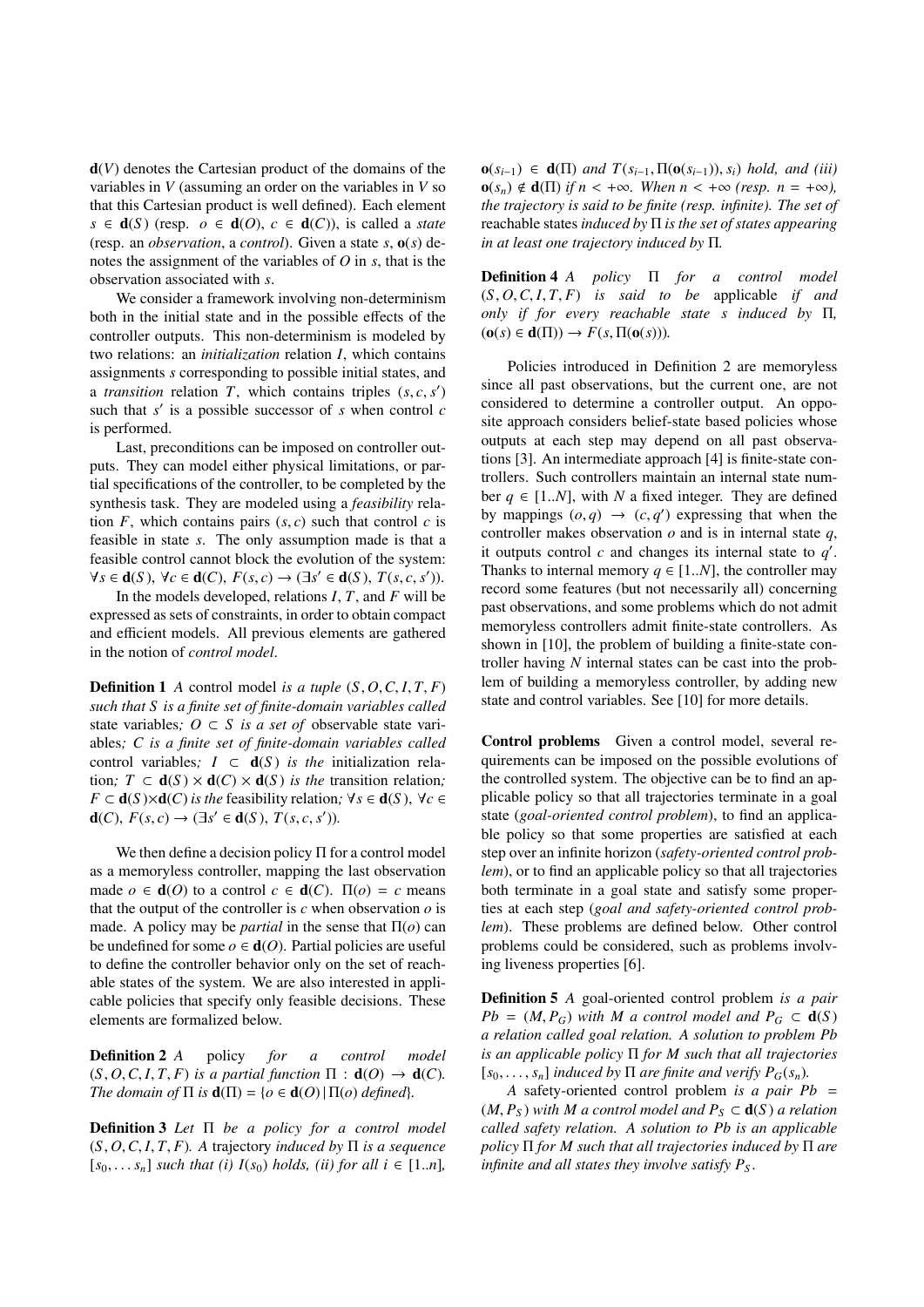$\mathbf{d}(V)$ denotes the Cartesian product of the domains of the variables in $V$ (assuming an order on the variables in $V$ so that this Cartesian product is well defined). Each element $s \in \mathbf{d}(S)$ (resp. $o \in \mathbf{d}(O)$, $c \in \mathbf{d}(C)$), is called a *state* (resp. an *observation*, a *control*). Given a state $s$, $\mathbf{o}(s)$ denotes the assignment of the variables of $O$ in $s$, that is the observation associated with $s$.

We consider a framework involving non-determinism both in the initial state and in the possible effects of the controller outputs. This non-determinism is modeled by two relations: an *initialization* relation $I$, which contains assignments $s$ corresponding to possible initial states, and a *transition* relation $T$, which contains triples $(s, c, s')$ such that $s'$ is a possible successor of $s$ when control $c$ is performed.

Last, preconditions can be imposed on controller outputs. They can model either physical limitations, or partial specifications of the controller, to be completed by the synthesis task. They are modeled using a *feasibility* relation $F$, which contains pairs $(s, c)$ such that control $c$ is feasible in state $s$. The only assumption made is that a feasible control cannot block the evolution of the system: $\forall s \in \mathbf{d}(S),\ \forall c \in \mathbf{d}(C),\ F(s, c) \rightarrow (\exists s' \in \mathbf{d}(S),\ T(s, c, s'))$.

In the models developed, relations $I$, $T$, and $F$ will be expressed as sets of constraints, in order to obtain compact and efficient models. All previous elements are gathered in the notion of *control model*.

**Definition 1** *A* control model *is a tuple $(S, O, C, I, T, F)$ such that $S$ is a finite set of finite-domain variables called* state variables*; $O \subset S$ is a set of* observable state variables*; $C$ is a finite set of finite-domain variables called* control variables*; $I \subset \mathbf{d}(S)$ is the* initialization relation*; $T \subset \mathbf{d}(S) \times \mathbf{d}(C) \times \mathbf{d}(S)$ is the* transition relation*; $F \subset \mathbf{d}(S) \times \mathbf{d}(C)$ is the* feasibility relation*; $\forall s \in \mathbf{d}(S),\ \forall c \in \mathbf{d}(C),\ F(s, c) \rightarrow (\exists s' \in \mathbf{d}(S),\ T(s, c, s'))$.*

We then define a decision policy $\Pi$ for a control model as a memoryless controller, mapping the last observation made $o \in \mathbf{d}(O)$ to a control $c \in \mathbf{d}(C)$. $\Pi(o) = c$ means that the output of the controller is $c$ when observation $o$ is made. A policy may be *partial* in the sense that $\Pi(o)$ can be undefined for some $o \in \mathbf{d}(O)$. Partial policies are useful to define the controller behavior only on the set of reachable states of the system. We are also interested in applicable policies that specify only feasible decisions. These elements are formalized below.

**Definition 2** *A* policy *for a control model $(S, O, C, I, T, F)$ is a partial function $\Pi : \mathbf{d}(O) \rightarrow \mathbf{d}(C)$. The domain of $\Pi$ is $\mathbf{d}(\Pi) = \{o \in \mathbf{d}(O) \mid \Pi(o) \text{ defined}\}$.*

**Definition 3** *Let $\Pi$ be a policy for a control model $(S, O, C, I, T, F)$. A* trajectory *induced by $\Pi$ is a sequence $[s_0, \ldots s_n]$ such that (i) $I(s_0)$ holds, (ii) for all $i \in [1..n]$, $\mathbf{o}(s_{i-1}) \in \mathbf{d}(\Pi)$ and $T(s_{i-1}, \Pi(\mathbf{o}(s_{i-1})), s_i)$ hold, and (iii) $\mathbf{o}(s_n) \notin \mathbf{d}(\Pi)$ if $n < +\infty$. When $n < +\infty$ (resp. $n = +\infty$), the trajectory is said to be finite (resp. infinite). The set of* reachable states *induced by $\Pi$ is the set of states appearing in at least one trajectory induced by $\Pi$.*

**Definition 4** *A policy $\Pi$ for a control model $(S, O, C, I, T, F)$ is said to be* applicable *if and only if for every reachable state $s$ induced by $\Pi$, $(\mathbf{o}(s) \in \mathbf{d}(\Pi)) \rightarrow F(s, \Pi(\mathbf{o}(s)))$.*

Policies introduced in Definition 2 are memoryless since all past observations, but the current one, are not considered to determine a controller output. An opposite approach considers belief-state based policies whose outputs at each step may depend on all past observations [3]. An intermediate approach [4] is finite-state controllers. Such controllers maintain an internal state number $q \in [1..N]$, with $N$ a fixed integer. They are defined by mappings $(o, q) \rightarrow (c, q')$ expressing that when the controller makes observation $o$ and is in internal state $q$, it outputs control $c$ and changes its internal state to $q'$. Thanks to internal memory $q \in [1..N]$, the controller may record some features (but not necessarily all) concerning past observations, and some problems which do not admit memoryless controllers admit finite-state controllers. As shown in [10], the problem of building a finite-state controller having $N$ internal states can be cast into the problem of building a memoryless controller, by adding new state and control variables. See [10] for more details.

**Control problems** Given a control model, several requirements can be imposed on the possible evolutions of the controlled system. The objective can be to find an applicable policy so that all trajectories terminate in a goal state (*goal-oriented control problem*), to find an applicable policy so that some properties are satisfied at each step over an infinite horizon (*safety-oriented control problem*), or to find an applicable policy so that all trajectories both terminate in a goal state and satisfy some properties at each step (*goal and safety-oriented control problem*). These problems are defined below. Other control problems could be considered, such as problems involving liveness properties [6].

**Definition 5** *A* goal-oriented control problem *is a pair $Pb = (M, P_G)$ with $M$ a control model and $P_G \subset \mathbf{d}(S)$ a relation called goal relation. A solution to problem $Pb$ is an applicable policy $\Pi$ for $M$ such that all trajectories $[s_0, \ldots, s_n]$ induced by $\Pi$ are finite and verify $P_G(s_n)$.*

*A* safety-oriented control problem *is a pair $Pb = (M, P_S)$ with $M$ a control model and $P_S \subset \mathbf{d}(S)$ a relation called safety relation. A solution to $Pb$ is an applicable policy $\Pi$ for $M$ such that all trajectories induced by $\Pi$ are infinite and all states they involve satisfy $P_S$.*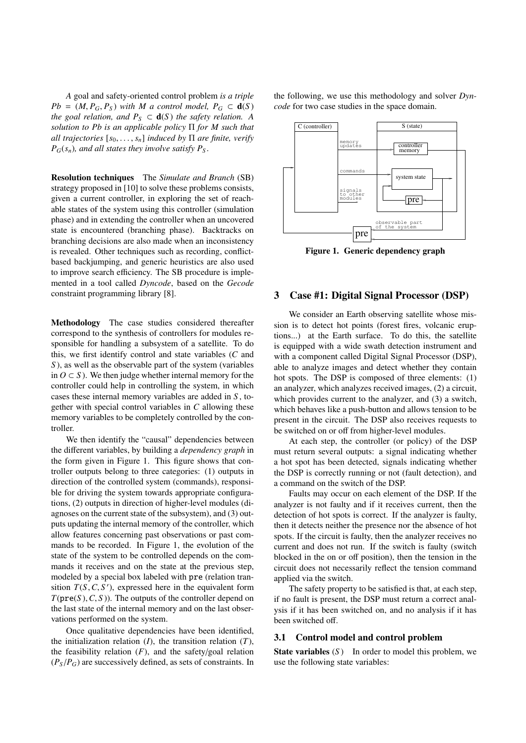*A* goal and safety-oriented control problem *is a triple* $Pb = (M, P_G, P_S)$ *with* $M$ *a control model,* $P_G \subset \mathbf{d}(S)$ *the goal relation, and* $P_S \subset \mathbf{d}(S)$ *the safety relation. A solution to Pb is an applicable policy* $\Pi$ *for* $M$ *such that all trajectories* $[s_0, \ldots, s_n]$ *induced by* $\Pi$ *are finite, verify* $P_G(s_n)$*, and all states they involve satisfy* $P_S$.

**Resolution techniques** The *Simulate and Branch* (SB) strategy proposed in [10] to solve these problems consists, given a current controller, in exploring the set of reachable states of the system using this controller (simulation phase) and in extending the controller when an uncovered state is encountered (branching phase). Backtracks on branching decisions are also made when an inconsistency is revealed. Other techniques such as recording, conflict-based backjumping, and generic heuristics are also used to improve search efficiency. The SB procedure is implemented in a tool called *Dyncode*, based on the *Gecode* constraint programming library [8].

**Methodology** The case studies considered thereafter correspond to the synthesis of controllers for modules responsible for handling a subsystem of a satellite. To do this, we first identify control and state variables ($C$ and $S$), as well as the observable part of the system (variables in $O \subset S$). We then judge whether internal memory for the controller could help in controlling the system, in which cases these internal memory variables are added in $S$, together with special control variables in $C$ allowing these memory variables to be completely controlled by the controller.

We then identify the "causal" dependencies between the different variables, by building a *dependency graph* in the form given in Figure 1. This figure shows that controller outputs belong to three categories: (1) outputs in direction of the controlled system (commands), responsible for driving the system towards appropriate configurations, (2) outputs in direction of higher-level modules (diagnoses on the current state of the subsystem), and (3) outputs updating the internal memory of the controller, which allow features concerning past observations or past commands to be recorded. In Figure 1, the evolution of the state of the system to be controlled depends on the commands it receives and on the state at the previous step, modeled by a special box labeled with `pre` (relation transition $T(S, C, S')$, expressed here in the equivalent form $T(\texttt{pre}(S), C, S)$). The outputs of the controller depend on the last state of the internal memory and on the last observations performed on the system.

Once qualitative dependencies have been identified, the initialization relation ($I$), the transition relation ($T$), the feasibility relation ($F$), and the safety/goal relation ($P_S/P_G$) are successively defined, as sets of constraints. In the following, we use this methodology and solver *Dyncode* for two case studies in the space domain.

**Figure 1. Generic dependency graph**

## 3 Case #1: Digital Signal Processor (DSP)

We consider an Earth observing satellite whose mission is to detect hot points (forest fires, volcanic eruptions...) at the Earth surface. To do this, the satellite is equipped with a wide swath detection instrument and with a component called Digital Signal Processor (DSP), able to analyze images and detect whether they contain hot spots. The DSP is composed of three elements: (1) an analyzer, which analyzes received images, (2) a circuit, which provides current to the analyzer, and (3) a switch, which behaves like a push-button and allows tension to be present in the circuit. The DSP also receives requests to be switched on or off from higher-level modules.

At each step, the controller (or policy) of the DSP must return several outputs: a signal indicating whether a hot spot has been detected, signals indicating whether the DSP is correctly running or not (fault detection), and a command on the switch of the DSP.

Faults may occur on each element of the DSP. If the analyzer is not faulty and if it receives current, then the detection of hot spots is correct. If the analyzer is faulty, then it detects neither the presence nor the absence of hot spots. If the circuit is faulty, then the analyzer receives no current and does not run. If the switch is faulty (switch blocked in the on or off position), then the tension in the circuit does not necessarily reflect the tension command applied via the switch.

The safety property to be satisfied is that, at each step, if no fault is present, the DSP must return a correct analysis if it has been switched on, and no analysis if it has been switched off.

### 3.1 Control model and control problem

**State variables** ($S$) In order to model this problem, we use the following state variables: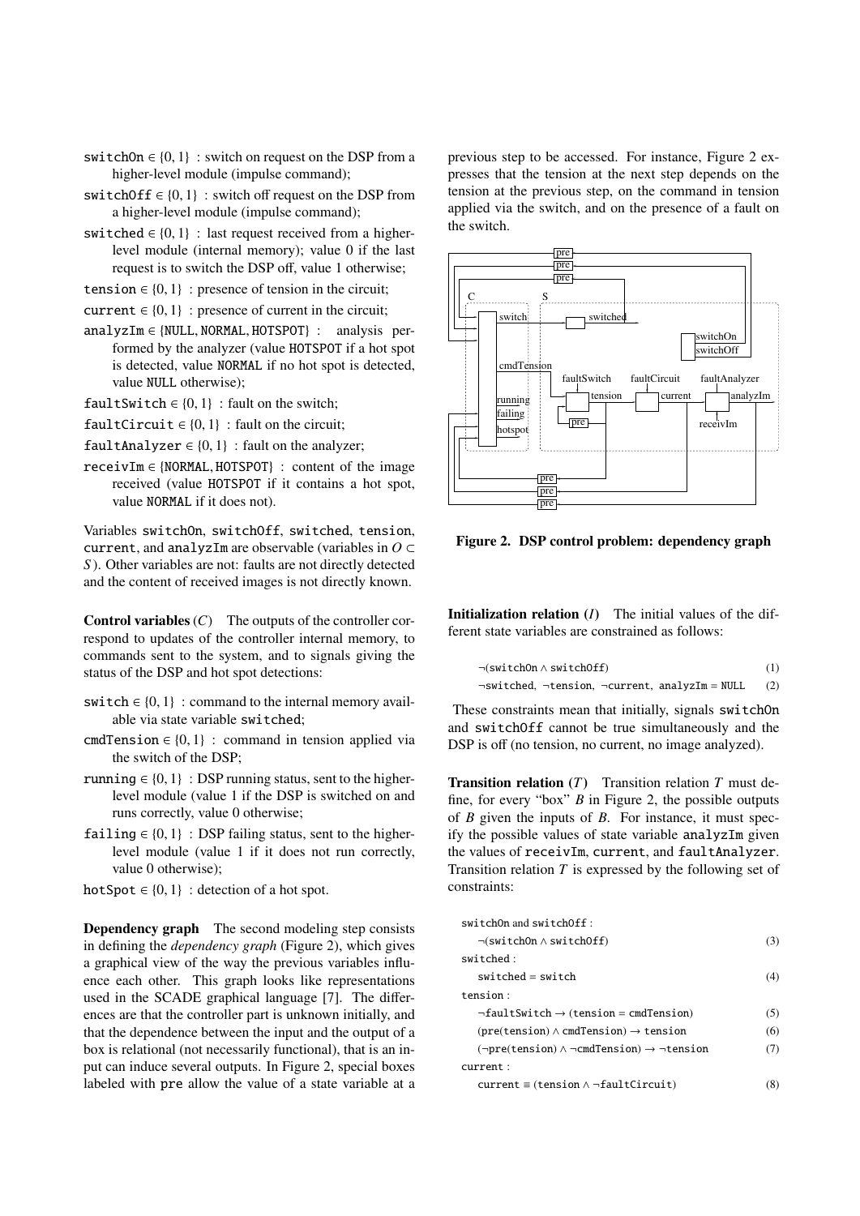switchOn $\in \{0, 1\}$ : switch on request on the DSP from a higher-level module (impulse command);

switchOff $\in \{0, 1\}$ : switch off request on the DSP from a higher-level module (impulse command);

switched $\in \{0, 1\}$ : last request received from a higher-level module (internal memory); value 0 if the last request is to switch the DSP off, value 1 otherwise;

tension $\in \{0, 1\}$ : presence of tension in the circuit;

current $\in \{0, 1\}$ : presence of current in the circuit;

analyzIm $\in$ {NULL, NORMAL, HOTSPOT} : analysis performed by the analyzer (value HOTSPOT if a hot spot is detected, value NORMAL if no hot spot is detected, value NULL otherwise);

faultSwitch $\in \{0, 1\}$ : fault on the switch;

faultCircuit $\in \{0, 1\}$ : fault on the circuit;

faultAnalyzer $\in \{0, 1\}$ : fault on the analyzer;

receivIm $\in$ {NORMAL, HOTSPOT} : content of the image received (value HOTSPOT if it contains a hot spot, value NORMAL if it does not).

Variables switchOn, switchOff, switched, tension, current, and analyzIm are observable (variables in $O \subset S$). Other variables are not: faults are not directly detected and the content of received images is not directly known.

**Control variables** ($C$) The outputs of the controller correspond to updates of the controller internal memory, to commands sent to the system, and to signals giving the status of the DSP and hot spot detections:

switch $\in \{0, 1\}$ : command to the internal memory available via state variable switched;

cmdTension $\in \{0, 1\}$ : command in tension applied via the switch of the DSP;

running $\in \{0, 1\}$ : DSP running status, sent to the higher-level module (value 1 if the DSP is switched on and runs correctly, value 0 otherwise;

failing $\in \{0, 1\}$ : DSP failing status, sent to the higher-level module (value 1 if it does not run correctly, value 0 otherwise);

hotSpot $\in \{0, 1\}$ : detection of a hot spot.

**Dependency graph** The second modeling step consists in defining the *dependency graph* (Figure 2), which gives a graphical view of the way the previous variables influence each other. This graph looks like representations used in the SCADE graphical language [7]. The differences are that the controller part is unknown initially, and that the dependence between the input and the output of a box is relational (not necessarily functional), that is an input can induce several outputs. In Figure 2, special boxes labeled with pre allow the value of a state variable at a previous step to be accessed. For instance, Figure 2 expresses that the tension at the next step depends on the tension at the previous step, on the command in tension applied via the switch, and on the presence of a fault on the switch.

**Figure 2. DSP control problem: dependency graph**

**Initialization relation** ($I$) The initial values of the different state variables are constrained as follows:

$$\neg(\text{switchOn} \wedge \text{switchOff}) \quad (1)$$

$$\neg\text{switched},\ \neg\text{tension},\ \neg\text{current},\ \text{analyzIm} = \text{NULL} \quad (2)$$

These constraints mean that initially, signals switchOn and switchOff cannot be true simultaneously and the DSP is off (no tension, no current, no image analyzed).

**Transition relation** ($T$) Transition relation $T$ must define, for every "box" $B$ in Figure 2, the possible outputs of $B$ given the inputs of $B$. For instance, it must specify the possible values of state variable analyzIm given the values of receivIm, current, and faultAnalyzer. Transition relation $T$ is expressed by the following set of constraints:

switchOn and switchOff :

$$\neg(\text{switchOn} \wedge \text{switchOff}) \quad (3)$$

switched :

$$\text{switched} = \text{switch} \quad (4)$$

tension :

$$\neg\text{faultSwitch} \rightarrow (\text{tension} = \text{cmdTension}) \quad (5)$$

$$(\text{pre}(\text{tension}) \wedge \text{cmdTension}) \rightarrow \text{tension} \quad (6)$$

$$(\neg\text{pre}(\text{tension}) \wedge \neg\text{cmdTension}) \rightarrow \neg\text{tension} \quad (7)$$

current :

$$\text{current} \equiv (\text{tension} \wedge \neg\text{faultCircuit}) \quad (8)$$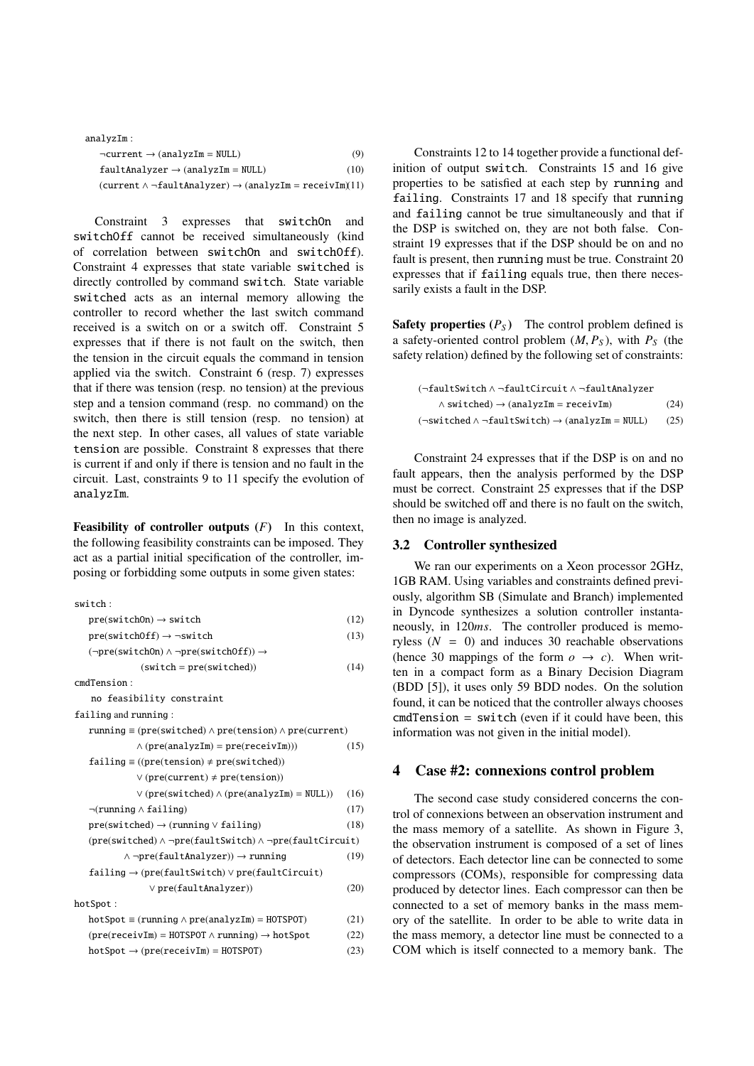analyzIm :

$$\neg\texttt{current} \rightarrow (\texttt{analyzIm} = \texttt{NULL}) \quad (9)$$

$$\texttt{faultAnalyzer} \rightarrow (\texttt{analyzIm} = \texttt{NULL}) \quad (10)$$

$$(\texttt{current} \wedge \neg\texttt{faultAnalyzer}) \rightarrow (\texttt{analyzIm} = \texttt{receivIm}) \quad (11)$$

Constraint 3 expresses that switchOn and switchOff cannot be received simultaneously (kind of correlation between switchOn and switchOff). Constraint 4 expresses that state variable switched is directly controlled by command switch. State variable switched acts as an internal memory allowing the controller to record whether the last switch command received is a switch on or a switch off. Constraint 5 expresses that if there is not fault on the switch, then the tension in the circuit equals the command in tension applied via the switch. Constraint 6 (resp. 7) expresses that if there was tension (resp. no tension) at the previous step and a tension command (resp. no command) on the switch, then there is still tension (resp. no tension) at the next step. In other cases, all values of state variable tension are possible. Constraint 8 expresses that there is current if and only if there is tension and no fault in the circuit. Last, constraints 9 to 11 specify the evolution of analyzIm.

**Feasibility of controller outputs ($F$)** In this context, the following feasibility constraints can be imposed. They act as a partial initial specification of the controller, imposing or forbidding some outputs in some given states:

switch :

$$\texttt{pre(switchOn)} \rightarrow \texttt{switch} \quad (12)$$

$$\texttt{pre(switchOff)} \rightarrow \neg\texttt{switch} \quad (13)$$

$$(\neg\texttt{pre(switchOn)} \wedge \neg\texttt{pre(switchOff)}) \rightarrow (\texttt{switch} = \texttt{pre(switched)}) \quad (14)$$

cmdTension :

no feasibility constraint

failing and running :

$$\texttt{running} \equiv (\texttt{pre(switched)} \wedge \texttt{pre(tension)} \wedge \texttt{pre(current)} \wedge (\texttt{pre(analyzIm)} = \texttt{pre(receivIm)})) \quad (15)$$

$$\texttt{failing} \equiv ((\texttt{pre(tension)} \neq \texttt{pre(switched)}) \vee (\texttt{pre(current)} \neq \texttt{pre(tension)}) \vee (\texttt{pre(switched)} \wedge (\texttt{pre(analyzIm)} = \texttt{NULL})) \quad (16)$$

$$\neg(\texttt{running} \wedge \texttt{failing}) \quad (17)$$

$$\texttt{pre(switched)} \rightarrow (\texttt{running} \vee \texttt{failing}) \quad (18)$$

$$(\texttt{pre(switched)} \wedge \neg\texttt{pre(faultSwitch)} \wedge \neg\texttt{pre(faultCircuit)} \wedge \neg\texttt{pre(faultAnalyzer)}) \rightarrow \texttt{running} \quad (19)$$

$$\texttt{failing} \rightarrow (\texttt{pre(faultSwitch)} \vee \texttt{pre(faultCircuit)} \vee \texttt{pre(faultAnalyzer)}) \quad (20)$$

hotSpot :

$$\texttt{hotSpot} \equiv (\texttt{running} \wedge \texttt{pre(analyzIm)} = \texttt{HOTSPOT}) \quad (21)$$

$$(\texttt{pre(receivIm)} = \texttt{HOTSPOT} \wedge \texttt{running}) \rightarrow \texttt{hotSpot} \quad (22)$$

$$\texttt{hotSpot} \rightarrow (\texttt{pre(receivIm)} = \texttt{HOTSPOT}) \quad (23)$$

Constraints 12 to 14 together provide a functional definition of output switch. Constraints 15 and 16 give properties to be satisfied at each step by running and failing. Constraints 17 and 18 specify that running and failing cannot be true simultaneously and that if the DSP is switched on, they are not both false. Constraint 19 expresses that if the DSP should be on and no fault is present, then running must be true. Constraint 20 expresses that if failing equals true, then there necessarily exists a fault in the DSP.

**Safety properties ($P_S$)** The control problem defined is a safety-oriented control problem $(M, P_S)$, with $P_S$ (the safety relation) defined by the following set of constraints:

$$(\neg\texttt{faultSwitch} \wedge \neg\texttt{faultCircuit} \wedge \neg\texttt{faultAnalyzer} \wedge \texttt{switched}) \rightarrow (\texttt{analyzIm} = \texttt{receivIm}) \quad (24)$$

$$(\neg\texttt{switched} \wedge \neg\texttt{faultSwitch}) \rightarrow (\texttt{analyzIm} = \texttt{NULL}) \quad (25)$$

Constraint 24 expresses that if the DSP is on and no fault appears, then the analysis performed by the DSP must be correct. Constraint 25 expresses that if the DSP should be switched off and there is no fault on the switch, then no image is analyzed.

### 3.2 Controller synthesized

We ran our experiments on a Xeon processor 2GHz, 1GB RAM. Using variables and constraints defined previously, algorithm SB (Simulate and Branch) implemented in Dyncode synthesizes a solution controller instantaneously, in $120ms$. The controller produced is memoryless ($N = 0$) and induces 30 reachable observations (hence 30 mappings of the form $o \rightarrow c$). When written in a compact form as a Binary Decision Diagram (BDD [5]), it uses only 59 BDD nodes. On the solution found, it can be noticed that the controller always chooses cmdTension = switch (even if it could have been, this information was not given in the initial model).

## 4 Case #2: connexions control problem

The second case study considered concerns the control of connexions between an observation instrument and the mass memory of a satellite. As shown in Figure 3, the observation instrument is composed of a set of lines of detectors. Each detector line can be connected to some compressors (COMs), responsible for compressing data produced by detector lines. Each compressor can then be connected to a set of memory banks in the mass memory of the satellite. In order to be able to write data in the mass memory, a detector line must be connected to a COM which is itself connected to a memory bank. The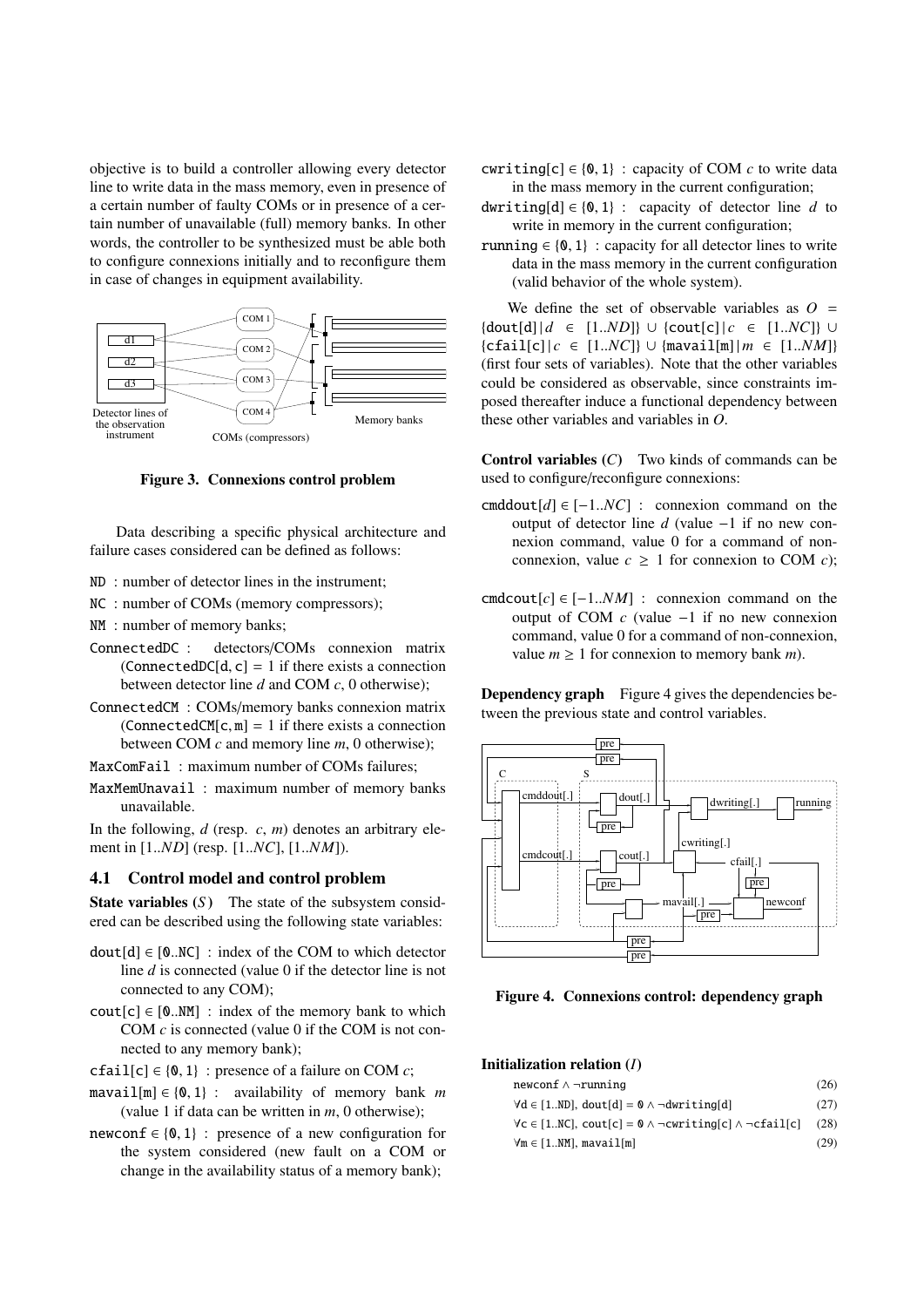objective is to build a controller allowing every detector line to write data in the mass memory, even in presence of a certain number of faulty COMs or in presence of a certain number of unavailable (full) memory banks. In other words, the controller to be synthesized must be able both to configure connexions initially and to reconfigure them in case of changes in equipment availability.

**Figure 3. Connexions control problem**

Data describing a specific physical architecture and failure cases considered can be defined as follows:

- `ND` : number of detector lines in the instrument;
- `NC` : number of COMs (memory compressors);
- `NM` : number of memory banks;
- `ConnectedDC` : detectors/COMs connexion matrix (`ConnectedDC[d, c]` = 1 if there exists a connection between detector line $d$ and COM $c$, 0 otherwise);
- `ConnectedCM` : COMs/memory banks connexion matrix (`ConnectedCM[c, m]` = 1 if there exists a connection between COM $c$ and memory line $m$, 0 otherwise);
- `MaxComFail` : maximum number of COMs failures;
- `MaxMemUnavail` : maximum number of memory banks unavailable.

In the following, $d$ (resp. $c$, $m$) denotes an arbitrary element in $[1..ND]$ (resp. $[1..NC]$, $[1..NM]$).

### 4.1 Control model and control problem

**State variables ($S$)** The state of the subsystem considered can be described using the following state variables:

- `dout[d]` $\in$ `[0..NC]` : index of the COM to which detector line $d$ is connected (value 0 if the detector line is not connected to any COM);
- `cout[c]` $\in$ `[0..NM]` : index of the memory bank to which COM $c$ is connected (value 0 if the COM is not connected to any memory bank);
- `cfail[c]` $\in \{0, 1\}$ : presence of a failure on COM $c$;
- `mavail[m]` $\in \{0, 1\}$ : availability of memory bank $m$ (value 1 if data can be written in $m$, 0 otherwise);
- `newconf` $\in \{0, 1\}$ : presence of a new configuration for the system considered (new fault on a COM or change in the availability status of a memory bank);
- `cwriting[c]` $\in \{0, 1\}$ : capacity of COM $c$ to write data in the mass memory in the current configuration;
- `dwriting[d]` $\in \{0, 1\}$ : capacity of detector line $d$ to write in memory in the current configuration;
- `running` $\in \{0, 1\}$ : capacity for all detector lines to write data in the mass memory in the current configuration (valid behavior of the whole system).

We define the set of observable variables as $O = \{\texttt{dout[d]} \mid d \in [1..ND]\} \cup \{\texttt{cout[c]} \mid c \in [1..NC]\} \cup \{\texttt{cfail[c]} \mid c \in [1..NC]\} \cup \{\texttt{mavail[m]} \mid m \in [1..NM]\}$ (first four sets of variables). Note that the other variables could be considered as observable, since constraints imposed thereafter induce a functional dependency between these other variables and variables in $O$.

**Control variables ($C$)** Two kinds of commands can be used to configure/reconfigure connexions:

- `cmddout`$[d] \in [-1..NC]$ : connexion command on the output of detector line $d$ (value $-1$ if no new connexion command, value 0 for a command of non-connexion, value $c \geq 1$ for connexion to COM $c$);
- `cmdcout`$[c] \in [-1..NM]$ : connexion command on the output of COM $c$ (value $-1$ if no new connexion command, value 0 for a command of non-connexion, value $m \geq 1$ for connexion to memory bank $m$).

**Dependency graph** Figure 4 gives the dependencies between the previous state and control variables.

**Figure 4. Connexions control: dependency graph**

**Initialization relation ($I$)**

$$\texttt{newconf} \wedge \neg\texttt{running} \tag{26}$$

$$\forall \texttt{d} \in [1..\texttt{ND}],\ \texttt{dout[d]} = 0 \wedge \neg\texttt{dwriting[d]} \tag{27}$$

$$\forall \texttt{c} \in [1..\texttt{NC}],\ \texttt{cout[c]} = 0 \wedge \neg\texttt{cwriting[c]} \wedge \neg\texttt{cfail[c]} \tag{28}$$

$$\forall \texttt{m} \in [1..\texttt{NM}],\ \texttt{mavail[m]} \tag{29}$$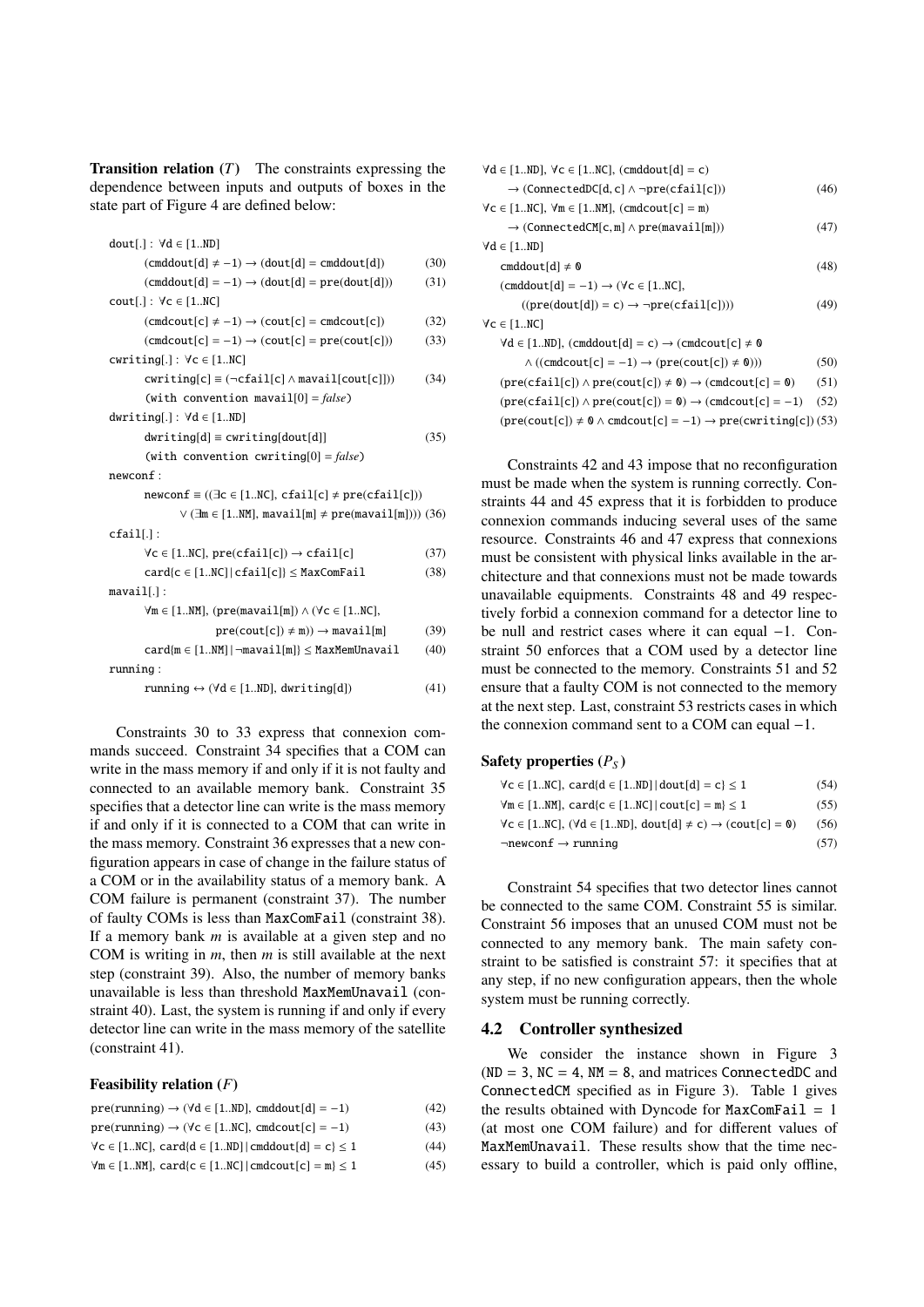**Transition relation ($T$)** The constraints expressing the dependence between inputs and outputs of boxes in the state part of Figure 4 are defined below:

$\mathtt{dout[.]}:\ \forall \mathtt{d} \in [1..\mathtt{ND}]$

$$(\mathtt{cmddout[d]} \neq -1) \rightarrow (\mathtt{dout[d]} = \mathtt{cmddout[d]}) \quad (30)$$

$$(\mathtt{cmddout[d]} = -1) \rightarrow (\mathtt{dout[d]} = \mathtt{pre(dout[d])}) \quad (31)$$

$\mathtt{cout[.]}:\ \forall \mathtt{c} \in [1..\mathtt{NC}]$

$$(\mathtt{cmdcout[c]} \neq -1) \rightarrow (\mathtt{cout[c]} = \mathtt{cmdcout[c]}) \quad (32)$$

$$(\mathtt{cmdcout[c]} = -1) \rightarrow (\mathtt{cout[c]} = \mathtt{pre(cout[c])}) \quad (33)$$

$\mathtt{cwriting[.]}:\ \forall \mathtt{c} \in [1..\mathtt{NC}]$

$$\mathtt{cwriting[c]} \equiv (\neg \mathtt{cfail[c]} \wedge \mathtt{mavail[cout[c]]}) \quad (34)$$

(with convention $\mathtt{mavail[0]} = \mathit{false}$)

$\mathtt{dwriting[.]}:\ \forall \mathtt{d} \in [1..\mathtt{ND}]$

$$\mathtt{dwriting[d]} \equiv \mathtt{cwriting[dout[d]]} \quad (35)$$

(with convention $\mathtt{cwriting[0]} = \mathit{false}$)

$\mathtt{newconf}:$

$$\mathtt{newconf} \equiv ((\exists \mathtt{c} \in [1..\mathtt{NC}],\ \mathtt{cfail[c]} \neq \mathtt{pre(cfail[c])}) \vee (\exists \mathtt{m} \in [1..\mathtt{NM}],\ \mathtt{mavail[m]} \neq \mathtt{pre(mavail[m])})) \quad (36)$$

$\mathtt{cfail[.]}:$

$$\forall \mathtt{c} \in [1..\mathtt{NC}],\ \mathtt{pre(cfail[c])} \rightarrow \mathtt{cfail[c]} \quad (37)$$

$$\mathtt{card}\{\mathtt{c} \in [1..\mathtt{NC}] \mid \mathtt{cfail[c]}\} \leq \mathtt{MaxComFail} \quad (38)$$

$\mathtt{mavail[.]}:$

$$\forall \mathtt{m} \in [1..\mathtt{NM}],\ (\mathtt{pre(mavail[m])} \wedge (\forall \mathtt{c} \in [1..\mathtt{NC}],\ \mathtt{pre(cout[c])} \neq \mathtt{m})) \rightarrow \mathtt{mavail[m]} \quad (39)$$

$$\mathtt{card}\{\mathtt{m} \in [1..\mathtt{NM}] \mid \neg \mathtt{mavail[m]}\} \leq \mathtt{MaxMemUnavail} \quad (40)$$

$\mathtt{running}:$

$$\mathtt{running} \leftrightarrow (\forall \mathtt{d} \in [1..\mathtt{ND}],\ \mathtt{dwriting[d]}) \quad (41)$$

Constraints 30 to 33 express that connexion commands succeed. Constraint 34 specifies that a COM can write in the mass memory if and only if it is not faulty and connected to an available memory bank. Constraint 35 specifies that a detector line can write is the mass memory if and only if it is connected to a COM that can write in the mass memory. Constraint 36 expresses that a new configuration appears in case of change in the failure status of a COM or in the availability status of a memory bank. A COM failure is permanent (constraint 37). The number of faulty COMs is less than MaxComFail (constraint 38). If a memory bank $m$ is available at a given step and no COM is writing in $m$, then $m$ is still available at the next step (constraint 39). Also, the number of memory banks unavailable is less than threshold MaxMemUnavail (constraint 40). Last, the system is running if and only if every detector line can write in the mass memory of the satellite (constraint 41).

**Feasibility relation ($F$)**

$$\mathtt{pre(running)} \rightarrow (\forall \mathtt{d} \in [1..\mathtt{ND}],\ \mathtt{cmddout[d]} = -1) \quad (42)$$

$$\mathtt{pre(running)} \rightarrow (\forall \mathtt{c} \in [1..\mathtt{NC}],\ \mathtt{cmdcout[c]} = -1) \quad (43)$$

$$\forall \mathtt{c} \in [1..\mathtt{NC}],\ \mathtt{card}\{\mathtt{d} \in [1..\mathtt{ND}] \mid \mathtt{cmddout[d]} = \mathtt{c}\} \leq 1 \quad (44)$$

$$\forall \mathtt{m} \in [1..\mathtt{NM}],\ \mathtt{card}\{\mathtt{c} \in [1..\mathtt{NC}] \mid \mathtt{cmdcout[c]} = \mathtt{m}\} \leq 1 \quad (45)$$

$$\forall \mathtt{d} \in [1..\mathtt{ND}],\ \forall \mathtt{c} \in [1..\mathtt{NC}],\ (\mathtt{cmddout[d]} = \mathtt{c}) \rightarrow (\mathtt{ConnectedDC[d,c]} \wedge \neg \mathtt{pre(cfail[c])}) \quad (46)$$

$$\forall \mathtt{c} \in [1..\mathtt{NC}],\ \forall \mathtt{m} \in [1..\mathtt{NM}],\ (\mathtt{cmdcout[c]} = \mathtt{m}) \rightarrow (\mathtt{ConnectedCM[c,m]} \wedge \mathtt{pre(mavail[m])}) \quad (47)$$

$\forall \mathtt{d} \in [1..\mathtt{ND}]$

$$\mathtt{cmddout[d]} \neq \mathtt{0} \quad (48)$$

$$(\mathtt{cmddout[d]} = -1) \rightarrow (\forall \mathtt{c} \in [1..\mathtt{NC}],\ ((\mathtt{pre(dout[d])} = \mathtt{c}) \rightarrow \neg \mathtt{pre(cfail[c])})) \quad (49)$$

$\forall \mathtt{c} \in [1..\mathtt{NC}]$

$$\forall \mathtt{d} \in [1..\mathtt{ND}],\ (\mathtt{cmddout[d]} = \mathtt{c}) \rightarrow (\mathtt{cmdcout[c]} \neq \mathtt{0} \wedge ((\mathtt{cmdcout[c]} = -1) \rightarrow (\mathtt{pre(cout[c])} \neq \mathtt{0}))) \quad (50)$$

$$(\mathtt{pre(cfail[c])} \wedge \mathtt{pre(cout[c])} \neq \mathtt{0}) \rightarrow (\mathtt{cmdcout[c]} = \mathtt{0}) \quad (51)$$

$$(\mathtt{pre(cfail[c])} \wedge \mathtt{pre(cout[c])} = \mathtt{0}) \rightarrow (\mathtt{cmdcout[c]} = -1) \quad (52)$$

$$(\mathtt{pre(cout[c])} \neq \mathtt{0} \wedge \mathtt{cmdcout[c]} = -1) \rightarrow \mathtt{pre(cwriting[c])} \quad (53)$$

Constraints 42 and 43 impose that no reconfiguration must be made when the system is running correctly. Constraints 44 and 45 express that it is forbidden to produce connexion commands inducing several uses of the same resource. Constraints 46 and 47 express that connexions must be consistent with physical links available in the architecture and that connexions must not be made towards unavailable equipments. Constraints 48 and 49 respectively forbid a connexion command for a detector line to be null and restrict cases where it can equal $-1$. Constraint 50 enforces that a COM used by a detector line must be connected to the memory. Constraints 51 and 52 ensure that a faulty COM is not connected to the memory at the next step. Last, constraint 53 restricts cases in which the connexion command sent to a COM can equal $-1$.

**Safety properties ($P_S$)**

$$\forall \mathtt{c} \in [1..\mathtt{NC}],\ \mathtt{card}\{\mathtt{d} \in [1..\mathtt{ND}] \mid \mathtt{dout[d]} = \mathtt{c}\} \leq 1 \quad (54)$$

$$\forall \mathtt{m} \in [1..\mathtt{NM}],\ \mathtt{card}\{\mathtt{c} \in [1..\mathtt{NC}] \mid \mathtt{cout[c]} = \mathtt{m}\} \leq 1 \quad (55)$$

$$\forall \mathtt{c} \in [1..\mathtt{NC}],\ (\forall \mathtt{d} \in [1..\mathtt{ND}],\ \mathtt{dout[d]} \neq \mathtt{c}) \rightarrow (\mathtt{cout[c]} = \mathtt{0}) \quad (56)$$

$$\neg \mathtt{newconf} \rightarrow \mathtt{running} \quad (57)$$

Constraint 54 specifies that two detector lines cannot be connected to the same COM. Constraint 55 is similar. Constraint 56 imposes that an unused COM must not be connected to any memory bank. The main safety constraint to be satisfied is constraint 57: it specifies that at any step, if no new configuration appears, then the whole system must be running correctly.

## 4.2 Controller synthesized

We consider the instance shown in Figure 3 (ND = 3, NC = 4, NM = 8, and matrices ConnectedDC and ConnectedCM specified as in Figure 3). Table 1 gives the results obtained with Dyncode for MaxComFail = 1 (at most one COM failure) and for different values of MaxMemUnavail. These results show that the time necessary to build a controller, which is paid only offline,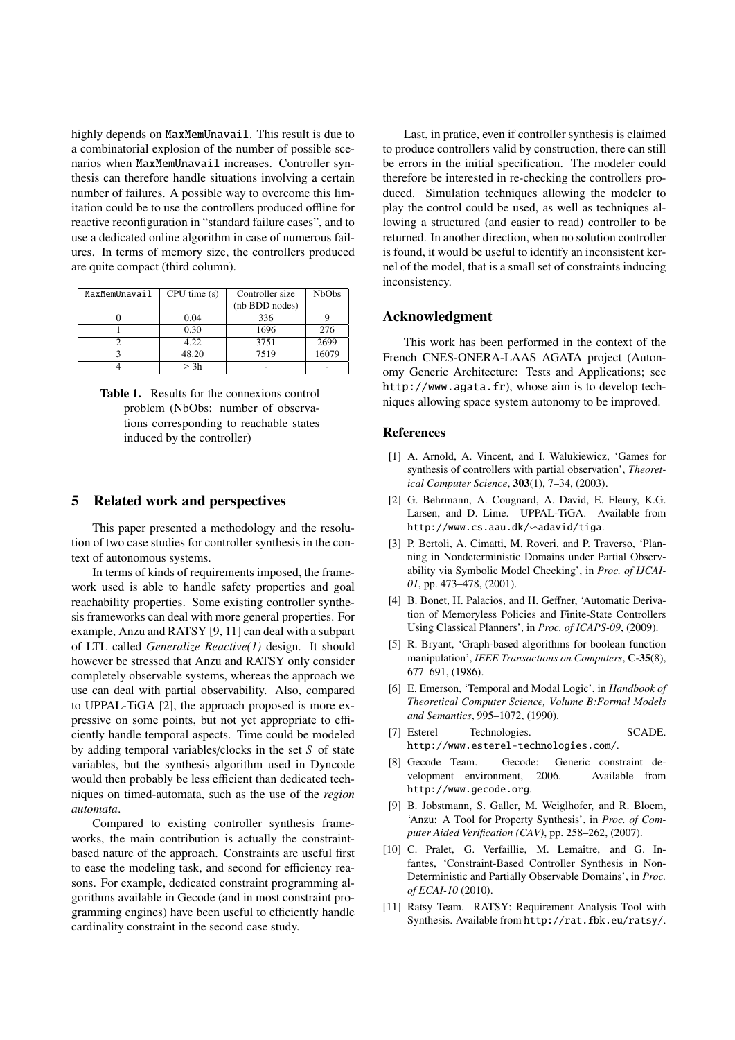highly depends on MaxMemUnavail. This result is due to a combinatorial explosion of the number of possible scenarios when MaxMemUnavail increases. Controller synthesis can therefore handle situations involving a certain number of failures. A possible way to overcome this limitation could be to use the controllers produced offline for reactive reconfiguration in "standard failure cases", and to use a dedicated online algorithm in case of numerous failures. In terms of memory size, the controllers produced are quite compact (third column).

| MaxMemUnavail | CPU time (s) | Controller size (nb BDD nodes) | NbObs |
|---|---|---|---|
| 0 | 0.04 | 336 | 9 |
| 1 | 0.30 | 1696 | 276 |
| 2 | 4.22 | 3751 | 2699 |
| 3 | 48.20 | 7519 | 16079 |
| 4 | $\geq$ 3h | - | - |

**Table 1.** Results for the connexions control problem (NbObs: number of observations corresponding to reachable states induced by the controller)

## 5 Related work and perspectives

This paper presented a methodology and the resolution of two case studies for controller synthesis in the context of autonomous systems.

In terms of kinds of requirements imposed, the framework used is able to handle safety properties and goal reachability properties. Some existing controller synthesis frameworks can deal with more general properties. For example, Anzu and RATSY [9, 11] can deal with a subpart of LTL called *Generalize Reactive(1)* design. It should however be stressed that Anzu and RATSY only consider completely observable systems, whereas the approach we use can deal with partial observability. Also, compared to UPPAL-TiGA [2], the approach proposed is more expressive on some points, but not yet appropriate to efficiently handle temporal aspects. Time could be modeled by adding temporal variables/clocks in the set $S$ of state variables, but the synthesis algorithm used in Dyncode would then probably be less efficient than dedicated techniques on timed-automata, such as the use of the *region automata*.

Compared to existing controller synthesis frameworks, the main contribution is actually the constraint-based nature of the approach. Constraints are useful first to ease the modeling task, and second for efficiency reasons. For example, dedicated constraint programming algorithms available in Gecode (and in most constraint programming engines) have been useful to efficiently handle cardinality constraint in the second case study.

Last, in pratice, even if controller synthesis is claimed to produce controllers valid by construction, there can still be errors in the initial specification. The modeler could therefore be interested in re-checking the controllers produced. Simulation techniques allowing the modeler to play the control could be used, as well as techniques allowing a structured (and easier to read) controller to be returned. In another direction, when no solution controller is found, it would be useful to identify an inconsistent kernel of the model, that is a small set of constraints inducing inconsistency.

## Acknowledgment

This work has been performed in the context of the French CNES-ONERA-LAAS AGATA project (Autonomy Generic Architecture: Tests and Applications; see http://www.agata.fr), whose aim is to develop techniques allowing space system autonomy to be improved.

## References

[1] A. Arnold, A. Vincent, and I. Walukiewicz, 'Games for synthesis of controllers with partial observation', *Theoretical Computer Science*, **303**(1), 7–34, (2003).

[2] G. Behrmann, A. Cougnard, A. David, E. Fleury, K.G. Larsen, and D. Lime. UPPAL-TiGA. Available from http://www.cs.aau.dk/∽adavid/tiga.

[3] P. Bertoli, A. Cimatti, M. Roveri, and P. Traverso, 'Planning in Nondeterministic Domains under Partial Observability via Symbolic Model Checking', in *Proc. of IJCAI-01*, pp. 473–478, (2001).

[4] B. Bonet, H. Palacios, and H. Geffner, 'Automatic Derivation of Memoryless Policies and Finite-State Controllers Using Classical Planners', in *Proc. of ICAPS-09*, (2009).

[5] R. Bryant, 'Graph-based algorithms for boolean function manipulation', *IEEE Transactions on Computers*, **C-35**(8), 677–691, (1986).

[6] E. Emerson, 'Temporal and Modal Logic', in *Handbook of Theoretical Computer Science, Volume B:Formal Models and Semantics*, 995–1072, (1990).

[7] Esterel Technologies. SCADE. http://www.esterel-technologies.com/.

[8] Gecode Team. Gecode: Generic constraint development environment, 2006. Available from http://www.gecode.org.

[9] B. Jobstmann, S. Galler, M. Weiglhofer, and R. Bloem, 'Anzu: A Tool for Property Synthesis', in *Proc. of Computer Aided Verification (CAV)*, pp. 258–262, (2007).

[10] C. Pralet, G. Verfaillie, M. Lemaître, and G. Infantes, 'Constraint-Based Controller Synthesis in Non-Deterministic and Partially Observable Domains', in *Proc. of ECAI-10* (2010).

[11] Ratsy Team. RATSY: Requirement Analysis Tool with Synthesis. Available from http://rat.fbk.eu/ratsy/.